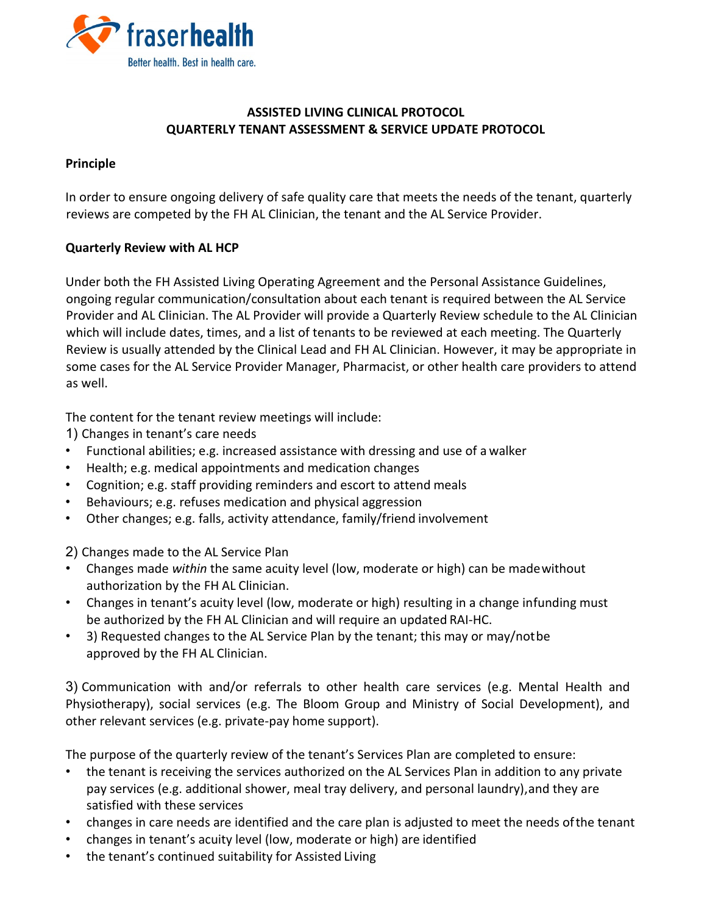fraserhealth
Better health. Best in health care.

# ASSISTED LIVING CLINICAL PROTOCOL
## QUARTERLY TENANT ASSESSMENT & SERVICE UPDATE PROTOCOL

**Principle**

In order to ensure ongoing delivery of safe quality care that meets the needs of the tenant, quarterly reviews are competed by the FH AL Clinician, the tenant and the AL Service Provider.

**Quarterly Review with AL HCP**

Under both the FH Assisted Living Operating Agreement and the Personal Assistance Guidelines, ongoing regular communication/consultation about each tenant is required between the AL Service Provider and AL Clinician. The AL Provider will provide a Quarterly Review schedule to the AL Clinician which will include dates, times, and a list of tenants to be reviewed at each meeting. The Quarterly Review is usually attended by the Clinical Lead and FH AL Clinician. However, it may be appropriate in some cases for the AL Service Provider Manager, Pharmacist, or other health care providers to attend as well.

The content for the tenant review meetings will include:

1) Changes in tenant's care needs

- Functional abilities; e.g. increased assistance with dressing and use of a walker
- Health; e.g. medical appointments and medication changes
- Cognition; e.g. staff providing reminders and escort to attend meals
- Behaviours; e.g. refuses medication and physical aggression
- Other changes; e.g. falls, activity attendance, family/friend involvement

2) Changes made to the AL Service Plan

- Changes made *within* the same acuity level (low, moderate or high) can be made without authorization by the FH AL Clinician.
- Changes in tenant's acuity level (low, moderate or high) resulting in a change in funding must be authorized by the FH AL Clinician and will require an updated RAI-HC.
- 3) Requested changes to the AL Service Plan by the tenant; this may or may/not be approved by the FH AL Clinician.

3) Communication with and/or referrals to other health care services (e.g. Mental Health and Physiotherapy), social services (e.g. The Bloom Group and Ministry of Social Development), and other relevant services (e.g. private-pay home support).

The purpose of the quarterly review of the tenant's Services Plan are completed to ensure:

- the tenant is receiving the services authorized on the AL Services Plan in addition to any private pay services (e.g. additional shower, meal tray delivery, and personal laundry), and they are satisfied with these services
- changes in care needs are identified and the care plan is adjusted to meet the needs of the tenant
- changes in tenant's acuity level (low, moderate or high) are identified
- the tenant's continued suitability for Assisted Living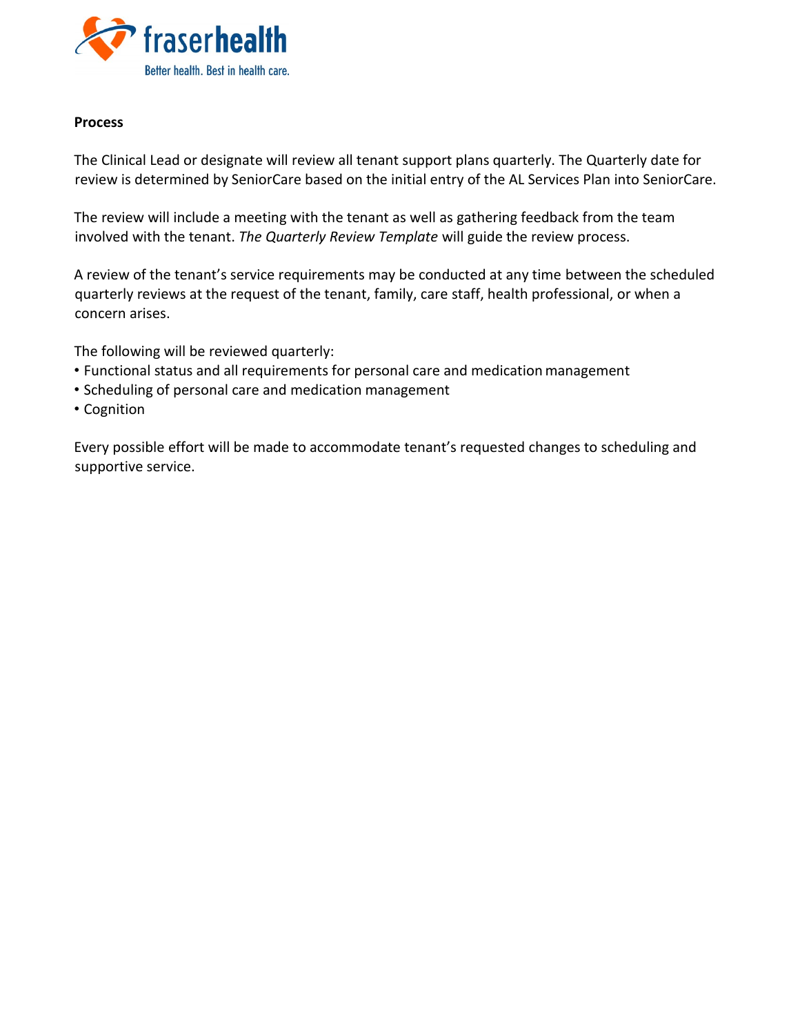**Process**

The Clinical Lead or designate will review all tenant support plans quarterly. The Quarterly date for review is determined by SeniorCare based on the initial entry of the AL Services Plan into SeniorCare.

The review will include a meeting with the tenant as well as gathering feedback from the team involved with the tenant. *The Quarterly Review Template* will guide the review process.

A review of the tenant's service requirements may be conducted at any time between the scheduled quarterly reviews at the request of the tenant, family, care staff, health professional, or when a concern arises.

The following will be reviewed quarterly:

- Functional status and all requirements for personal care and medication management
- Scheduling of personal care and medication management
- Cognition

Every possible effort will be made to accommodate tenant's requested changes to scheduling and supportive service.